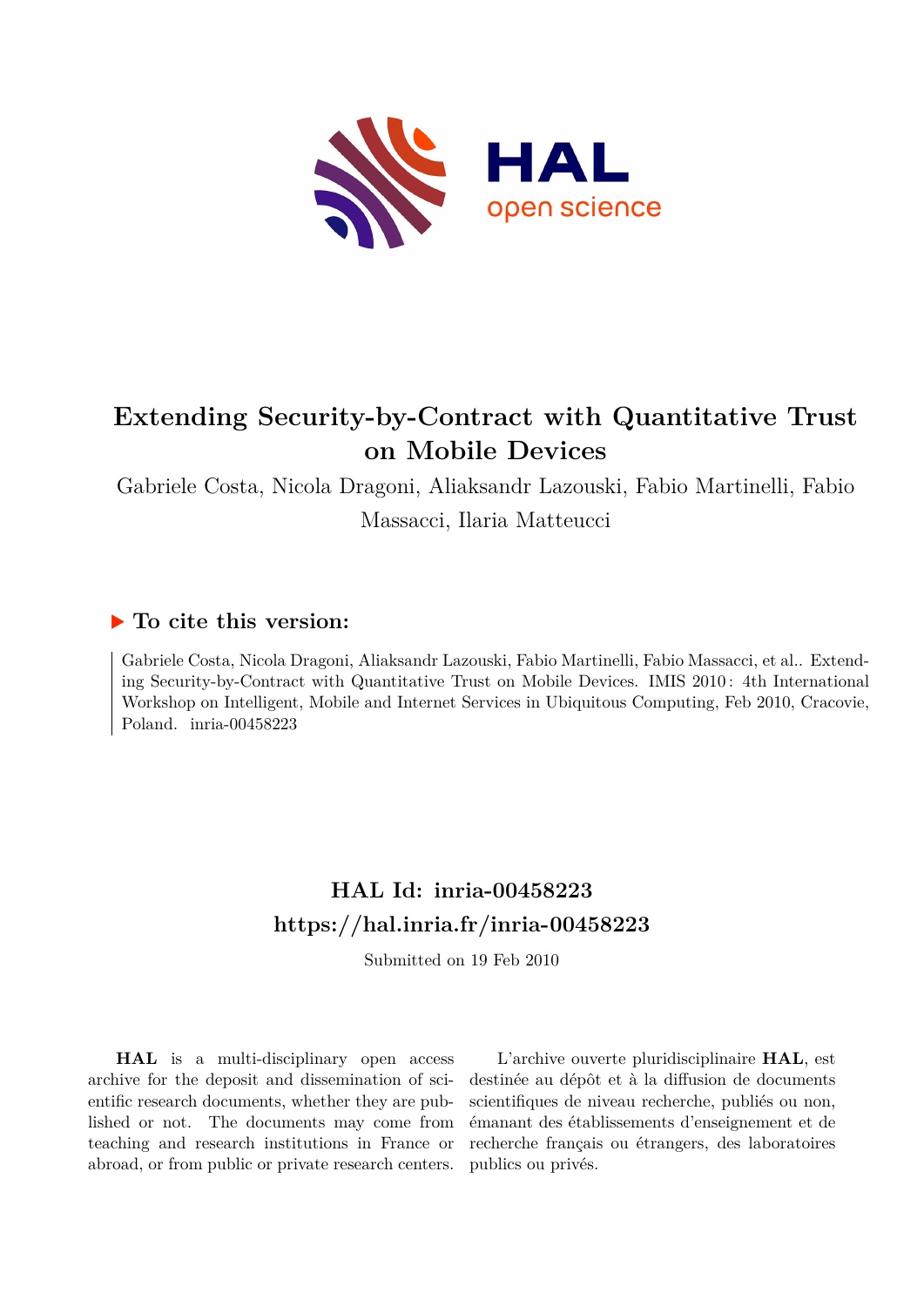# Extending Security-by-Contract with Quantitative Trust on Mobile Devices

Gabriele Costa, Nicola Dragoni, Aliaksandr Lazouski, Fabio Martinelli, Fabio Massacci, Ilaria Matteucci

## ▶ To cite this version:

Gabriele Costa, Nicola Dragoni, Aliaksandr Lazouski, Fabio Martinelli, Fabio Massacci, et al.. Extending Security-by-Contract with Quantitative Trust on Mobile Devices. IMIS 2010 : 4th International Workshop on Intelligent, Mobile and Internet Services in Ubiquitous Computing, Feb 2010, Cracovie, Poland. inria-00458223

## HAL Id: inria-00458223
## https://hal.inria.fr/inria-00458223

Submitted on 19 Feb 2010

**HAL** is a multi-disciplinary open access archive for the deposit and dissemination of scientific research documents, whether they are published or not. The documents may come from teaching and research institutions in France or abroad, or from public or private research centers.

L'archive ouverte pluridisciplinaire **HAL**, est destinée au dépôt et à la diffusion de documents scientifiques de niveau recherche, publiés ou non, émanant des établissements d'enseignement et de recherche français ou étrangers, des laboratoires publics ou privés.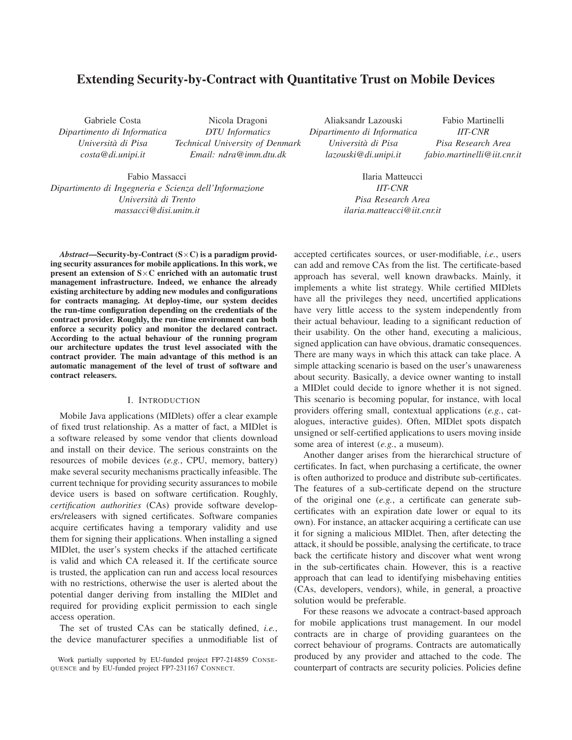# Extending Security-by-Contract with Quantitative Trust on Mobile Devices

Gabriele Costa
*Dipartimento di Informatica*
*Università di Pisa*
*costa@di.unipi.it*

Nicola Dragoni
*DTU Informatics*
*Technical University of Denmark*
*Email: ndra@imm.dtu.dk*

Aliaksandr Lazouski
*Dipartimento di Informatica*
*Università di Pisa*
*lazouski@di.unipi.it*

Fabio Martinelli
*IIT-CNR*
*Pisa Research Area*
*fabio.martinelli@iit.cnr.it*

Fabio Massacci
*Dipartimento di Ingegneria e Scienza dell'Informazione*
*Università di Trento*
*massacci@disi.unitn.it*

Ilaria Matteucci
*IIT-CNR*
*Pisa Research Area*
*ilaria.matteucci@iit.cnr.it*

***Abstract*—Security-by-Contract (S×C) is a paradigm providing security assurances for mobile applications. In this work, we present an extension of S×C enriched with an automatic trust management infrastructure. Indeed, we enhance the already existing architecture by adding new modules and configurations for contracts managing. At deploy-time, our system decides the run-time configuration depending on the credentials of the contract provider. Roughly, the run-time environment can both enforce a security policy and monitor the declared contract. According to the actual behaviour of the running program our architecture updates the trust level associated with the contract provider. The main advantage of this method is an automatic management of the level of trust of software and contract releasers.**

## I. Introduction

Mobile Java applications (MIDlets) offer a clear example of fixed trust relationship. As a matter of fact, a MIDlet is a software released by some vendor that clients download and install on their device. The serious constraints on the resources of mobile devices (*e.g.*, CPU, memory, battery) make several security mechanisms practically infeasible. The current technique for providing security assurances to mobile device users is based on software certification. Roughly, *certification authorities* (CAs) provide software developers/releasers with signed certificates. Software companies acquire certificates having a temporary validity and use them for signing their applications. When installing a signed MIDlet, the user's system checks if the attached certificate is valid and which CA released it. If the certificate source is trusted, the application can run and access local resources with no restrictions, otherwise the user is alerted about the potential danger deriving from installing the MIDlet and required for providing explicit permission to each single access operation.

The set of trusted CAs can be statically defined, *i.e.*, the device manufacturer specifies a unmodifiable list of accepted certificates sources, or user-modifiable, *i.e.*, users can add and remove CAs from the list. The certificate-based approach has several, well known drawbacks. Mainly, it implements a white list strategy. While certified MIDlets have all the privileges they need, uncertified applications have very little access to the system independently from their actual behaviour, leading to a significant reduction of their usability. On the other hand, executing a malicious, signed application can have obvious, dramatic consequences. There are many ways in which this attack can take place. A simple attacking scenario is based on the user's unawareness about security. Basically, a device owner wanting to install a MIDlet could decide to ignore whether it is not signed. This scenario is becoming popular, for instance, with local providers offering small, contextual applications (*e.g.*, catalogues, interactive guides). Often, MIDlet spots dispatch unsigned or self-certified applications to users moving inside some area of interest (*e.g.*, a museum).

Another danger arises from the hierarchical structure of certificates. In fact, when purchasing a certificate, the owner is often authorized to produce and distribute sub-certificates. The features of a sub-certificate depend on the structure of the original one (*e.g.*, a certificate can generate sub-certificates with an expiration date lower or equal to its own). For instance, an attacker acquiring a certificate can use it for signing a malicious MIDlet. Then, after detecting the attack, it should be possible, analysing the certificate, to trace back the certificate history and discover what went wrong in the sub-certificates chain. However, this is a reactive approach that can lead to identifying misbehaving entities (CAs, developers, vendors), while, in general, a proactive solution would be preferable.

For these reasons we advocate a contract-based approach for mobile applications trust management. In our model contracts are in charge of providing guarantees on the correct behaviour of programs. Contracts are automatically produced by any provider and attached to the code. The counterpart of contracts are security policies. Policies define

Work partially supported by EU-funded project FP7-214859 CONSEQUENCE and by EU-funded project FP7-231167 CONNECT.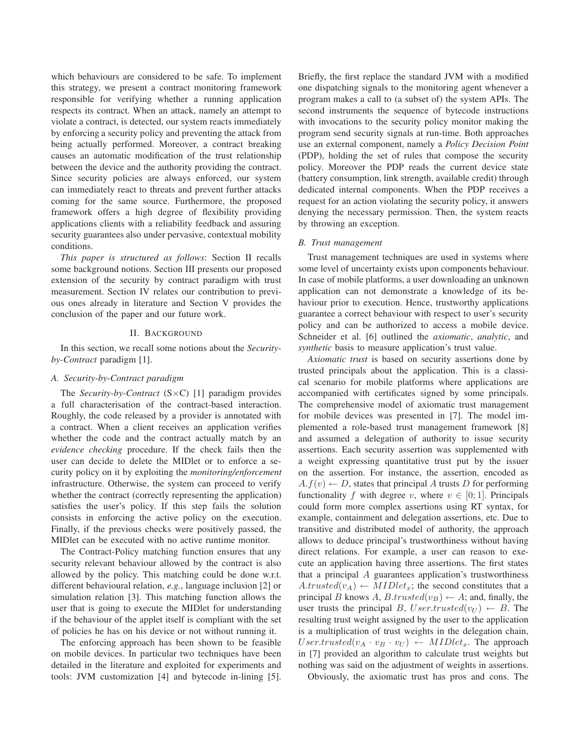which behaviours are considered to be safe. To implement this strategy, we present a contract monitoring framework responsible for verifying whether a running application respects its contract. When an attack, namely an attempt to violate a contract, is detected, our system reacts immediately by enforcing a security policy and preventing the attack from being actually performed. Moreover, a contract breaking causes an automatic modification of the trust relationship between the device and the authority providing the contract. Since security policies are always enforced, our system can immediately react to threats and prevent further attacks coming for the same source. Furthermore, the proposed framework offers a high degree of flexibility providing applications clients with a reliability feedback and assuring security guarantees also under pervasive, contextual mobility conditions.

*This paper is structured as follows*: Section II recalls some background notions. Section III presents our proposed extension of the security by contract paradigm with trust measurement. Section IV relates our contribution to previous ones already in literature and Section V provides the conclusion of the paper and our future work.

## II. Background

In this section, we recall some notions about the *Security-by-Contract* paradigm [1].

### A. Security-by-Contract paradigm

The *Security-by-Contract* (S×C) [1] paradigm provides a full characterisation of the contract-based interaction. Roughly, the code released by a provider is annotated with a contract. When a client receives an application verifies whether the code and the contract actually match by an *evidence checking* procedure. If the check fails then the user can decide to delete the MIDlet or to enforce a security policy on it by exploiting the *monitoring/enforcement* infrastructure. Otherwise, the system can proceed to verify whether the contract (correctly representing the application) satisfies the user's policy. If this step fails the solution consists in enforcing the active policy on the execution. Finally, if the previous checks were positively passed, the MIDlet can be executed with no active runtime monitor.

The Contract-Policy matching function ensures that any security relevant behaviour allowed by the contract is also allowed by the policy. This matching could be done w.r.t. different behavioural relation, *e.g.*, language inclusion [2] or simulation relation [3]. This matching function allows the user that is going to execute the MIDlet for understanding if the behaviour of the applet itself is compliant with the set of policies he has on his device or not without running it.

The enforcing approach has been shown to be feasible on mobile devices. In particular two techniques have been detailed in the literature and exploited for experiments and tools: JVM customization [4] and bytecode in-lining [5]. Briefly, the first replace the standard JVM with a modified one dispatching signals to the monitoring agent whenever a program makes a call to (a subset of) the system APIs. The second instruments the sequence of bytecode instructions with invocations to the security policy monitor making the program send security signals at run-time. Both approaches use an external component, namely a *Policy Decision Point* (PDP), holding the set of rules that compose the security policy. Moreover the PDP reads the current device state (battery consumption, link strength, available credit) through dedicated internal components. When the PDP receives a request for an action violating the security policy, it answers denying the necessary permission. Then, the system reacts by throwing an exception.

### B. Trust management

Trust management techniques are used in systems where some level of uncertainty exists upon components behaviour. In case of mobile platforms, a user downloading an unknown application can not demonstrate a knowledge of its behaviour prior to execution. Hence, trustworthy applications guarantee a correct behaviour with respect to user's security policy and can be authorized to access a mobile device. Schneider et al. [6] outlined the *axiomatic*, *analytic*, and *synthetic* basis to measure application's trust value.

*Axiomatic trust* is based on security assertions done by trusted principals about the application. This is a classical scenario for mobile platforms where applications are accompanied with certificates signed by some principals. The comprehensive model of axiomatic trust management for mobile devices was presented in [7]. The model implemented a role-based trust management framework [8] and assumed a delegation of authority to issue security assertions. Each security assertion was supplemented with a weight expressing quantitative trust put by the issuer on the assertion. For instance, the assertion, encoded as $A.f(v) \leftarrow D$, states that principal $A$ trusts $D$ for performing functionality $f$ with degree $v$, where $v \in [0;1]$. Principals could form more complex assertions using RT syntax, for example, containment and delegation assertions, etc. Due to transitive and distributed model of authority, the approach allows to deduce principal's trustworthiness without having direct relations. For example, a user can reason to execute an application having three assertions. The first states that a principal $A$ guarantees application's trustworthiness $A.trusted(v_A) \leftarrow MIDlet_x$; the second constitutes that a principal $B$ knows $A$, $B.trusted(v_B) \leftarrow A$; and, finally, the user trusts the principal $B$, $User.trusted(v_U) \leftarrow B$. The resulting trust weight assigned by the user to the application is a multiplication of trust weights in the delegation chain, $User.trusted(v_A \cdot v_B \cdot v_U) \leftarrow MIDlet_x$. The approach in [7] provided an algorithm to calculate trust weights but nothing was said on the adjustment of weights in assertions.

Obviously, the axiomatic trust has pros and cons. The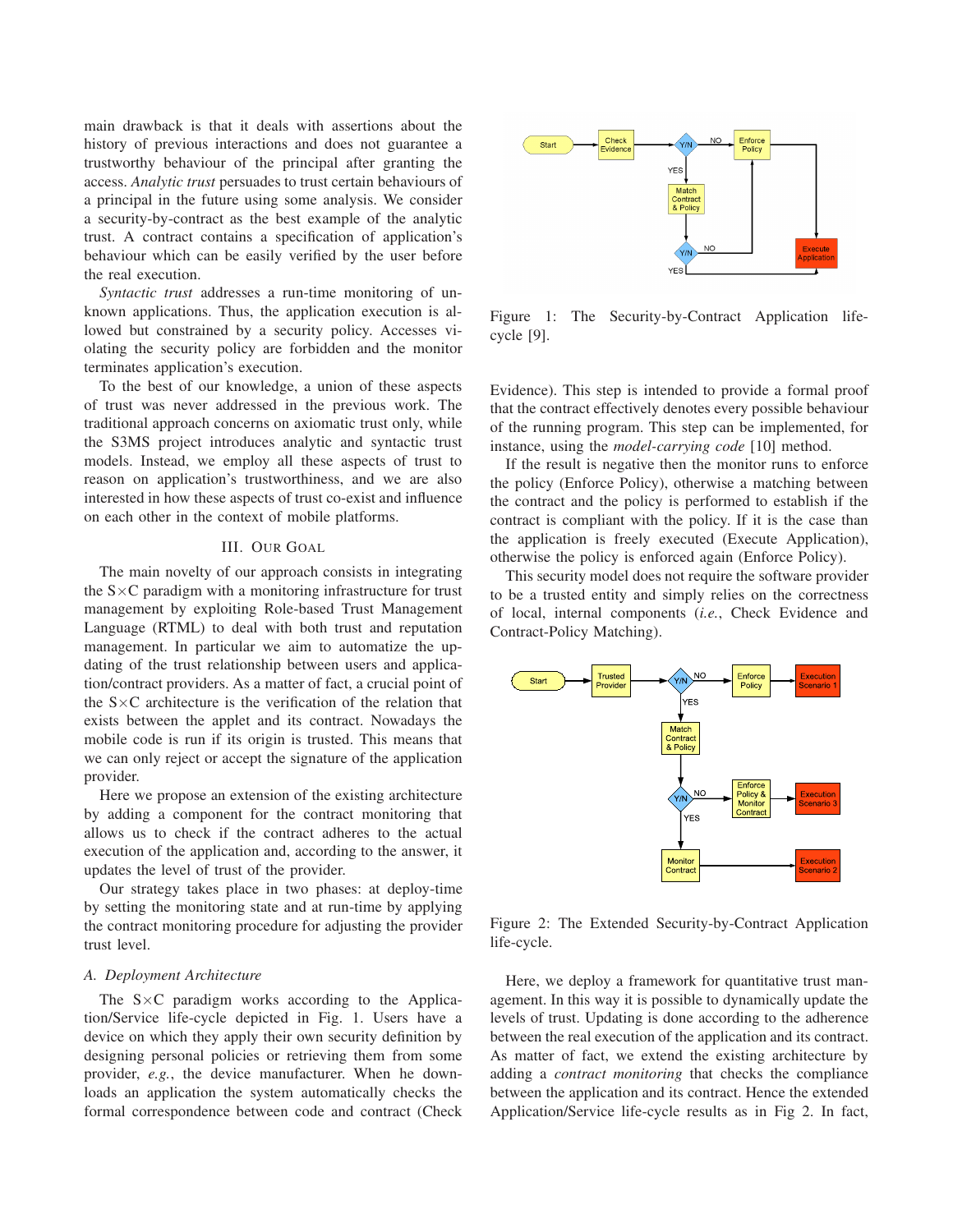main drawback is that it deals with assertions about the history of previous interactions and does not guarantee a trustworthy behaviour of the principal after granting the access. *Analytic trust* persuades to trust certain behaviours of a principal in the future using some analysis. We consider a security-by-contract as the best example of the analytic trust. A contract contains a specification of application's behaviour which can be easily verified by the user before the real execution.

*Syntactic trust* addresses a run-time monitoring of unknown applications. Thus, the application execution is allowed but constrained by a security policy. Accesses violating the security policy are forbidden and the monitor terminates application's execution.

To the best of our knowledge, a union of these aspects of trust was never addressed in the previous work. The traditional approach concerns on axiomatic trust only, while the S3MS project introduces analytic and syntactic trust models. Instead, we employ all these aspects of trust to reason on application's trustworthiness, and we are also interested in how these aspects of trust co-exist and influence on each other in the context of mobile platforms.

## III. Our Goal

The main novelty of our approach consists in integrating the S×C paradigm with a monitoring infrastructure for trust management by exploiting Role-based Trust Management Language (RTML) to deal with both trust and reputation management. In particular we aim to automatize the updating of the trust relationship between users and application/contract providers. As a matter of fact, a crucial point of the S×C architecture is the verification of the relation that exists between the applet and its contract. Nowadays the mobile code is run if its origin is trusted. This means that we can only reject or accept the signature of the application provider.

Here we propose an extension of the existing architecture by adding a component for the contract monitoring that allows us to check if the contract adheres to the actual execution of the application and, according to the answer, it updates the level of trust of the provider.

Our strategy takes place in two phases: at deploy-time by setting the monitoring state and at run-time by applying the contract monitoring procedure for adjusting the provider trust level.

### A. Deployment Architecture

The S×C paradigm works according to the Application/Service life-cycle depicted in Fig. 1. Users have a device on which they apply their own security definition by designing personal policies or retrieving them from some provider, *e.g.*, the device manufacturer. When he downloads an application the system automatically checks the formal correspondence between code and contract (Check Evidence). This step is intended to provide a formal proof that the contract effectively denotes every possible behaviour of the running program. This step can be implemented, for instance, using the *model-carrying code* [10] method.

Start
Check Evidence
Y/N
NO
Enforce Policy
YES
Match Contract & Policy
Y/N
NO
YES
Execute Application

Figure 1: The Security-by-Contract Application life-cycle [9].

If the result is negative then the monitor runs to enforce the policy (Enforce Policy), otherwise a matching between the contract and the policy is performed to establish if the contract is compliant with the policy. If it is the case than the application is freely executed (Execute Application), otherwise the policy is enforced again (Enforce Policy).

This security model does not require the software provider to be a trusted entity and simply relies on the correctness of local, internal components (*i.e.*, Check Evidence and Contract-Policy Matching).

Start
Trusted Provider
Y/N
NO
Enforce Policy
Execution Scenario 1
YES
Match Contract & Policy
Y/N
NO
Enforce Policy & Monitor Contract
Execution Scenario 3
YES
Monitor Contract
Execution Scenario 2

Figure 2: The Extended Security-by-Contract Application life-cycle.

Here, we deploy a framework for quantitative trust management. In this way it is possible to dynamically update the levels of trust. Updating is done according to the adherence between the real execution of the application and its contract. As matter of fact, we extend the existing architecture by adding a *contract monitoring* that checks the compliance between the application and its contract. Hence the extended Application/Service life-cycle results as in Fig 2. In fact,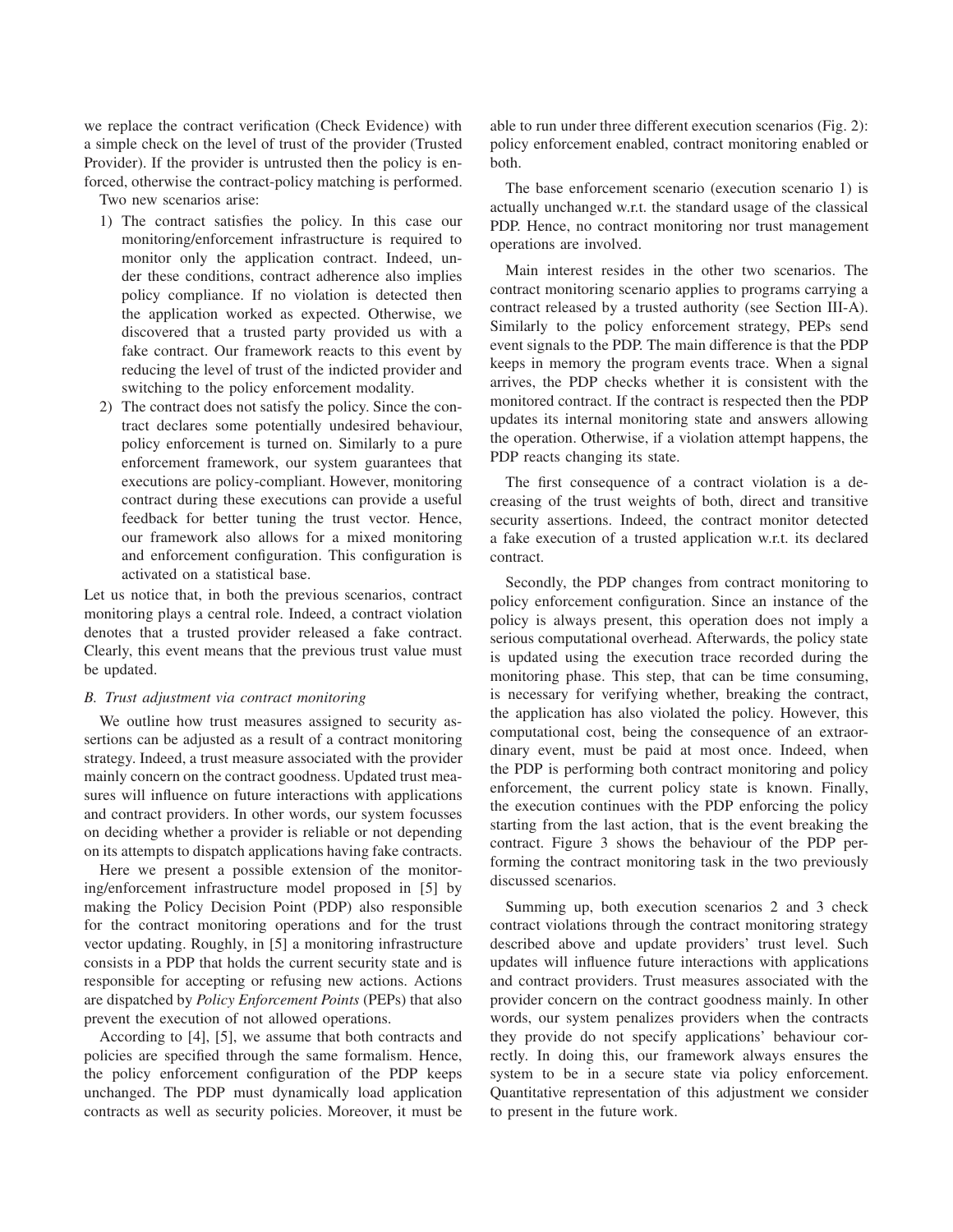we replace the contract verification (Check Evidence) with a simple check on the level of trust of the provider (Trusted Provider). If the provider is untrusted then the policy is enforced, otherwise the contract-policy matching is performed.

Two new scenarios arise:

1) The contract satisfies the policy. In this case our monitoring/enforcement infrastructure is required to monitor only the application contract. Indeed, under these conditions, contract adherence also implies policy compliance. If no violation is detected then the application worked as expected. Otherwise, we discovered that a trusted party provided us with a fake contract. Our framework reacts to this event by reducing the level of trust of the indicted provider and switching to the policy enforcement modality.
2) The contract does not satisfy the policy. Since the contract declares some potentially undesired behaviour, policy enforcement is turned on. Similarly to a pure enforcement framework, our system guarantees that executions are policy-compliant. However, monitoring contract during these executions can provide a useful feedback for better tuning the trust vector. Hence, our framework also allows for a mixed monitoring and enforcement configuration. This configuration is activated on a statistical base.

Let us notice that, in both the previous scenarios, contract monitoring plays a central role. Indeed, a contract violation denotes that a trusted provider released a fake contract. Clearly, this event means that the previous trust value must be updated.

### *B. Trust adjustment via contract monitoring*

We outline how trust measures assigned to security assertions can be adjusted as a result of a contract monitoring strategy. Indeed, a trust measure associated with the provider mainly concern on the contract goodness. Updated trust measures will influence on future interactions with applications and contract providers. In other words, our system focusses on deciding whether a provider is reliable or not depending on its attempts to dispatch applications having fake contracts.

Here we present a possible extension of the monitoring/enforcement infrastructure model proposed in [5] by making the Policy Decision Point (PDP) also responsible for the contract monitoring operations and for the trust vector updating. Roughly, in [5] a monitoring infrastructure consists in a PDP that holds the current security state and is responsible for accepting or refusing new actions. Actions are dispatched by *Policy Enforcement Points* (PEPs) that also prevent the execution of not allowed operations.

According to [4], [5], we assume that both contracts and policies are specified through the same formalism. Hence, the policy enforcement configuration of the PDP keeps unchanged. The PDP must dynamically load application contracts as well as security policies. Moreover, it must be able to run under three different execution scenarios (Fig. 2): policy enforcement enabled, contract monitoring enabled or both.

The base enforcement scenario (execution scenario 1) is actually unchanged w.r.t. the standard usage of the classical PDP. Hence, no contract monitoring nor trust management operations are involved.

Main interest resides in the other two scenarios. The contract monitoring scenario applies to programs carrying a contract released by a trusted authority (see Section III-A). Similarly to the policy enforcement strategy, PEPs send event signals to the PDP. The main difference is that the PDP keeps in memory the program events trace. When a signal arrives, the PDP checks whether it is consistent with the monitored contract. If the contract is respected then the PDP updates its internal monitoring state and answers allowing the operation. Otherwise, if a violation attempt happens, the PDP reacts changing its state.

The first consequence of a contract violation is a decreasing of the trust weights of both, direct and transitive security assertions. Indeed, the contract monitor detected a fake execution of a trusted application w.r.t. its declared contract.

Secondly, the PDP changes from contract monitoring to policy enforcement configuration. Since an instance of the policy is always present, this operation does not imply a serious computational overhead. Afterwards, the policy state is updated using the execution trace recorded during the monitoring phase. This step, that can be time consuming, is necessary for verifying whether, breaking the contract, the application has also violated the policy. However, this computational cost, being the consequence of an extraordinary event, must be paid at most once. Indeed, when the PDP is performing both contract monitoring and policy enforcement, the current policy state is known. Finally, the execution continues with the PDP enforcing the policy starting from the last action, that is the event breaking the contract. Figure 3 shows the behaviour of the PDP performing the contract monitoring task in the two previously discussed scenarios.

Summing up, both execution scenarios 2 and 3 check contract violations through the contract monitoring strategy described above and update providers' trust level. Such updates will influence future interactions with applications and contract providers. Trust measures associated with the provider concern on the contract goodness mainly. In other words, our system penalizes providers when the contracts they provide do not specify applications' behaviour correctly. In doing this, our framework always ensures the system to be in a secure state via policy enforcement. Quantitative representation of this adjustment we consider to present in the future work.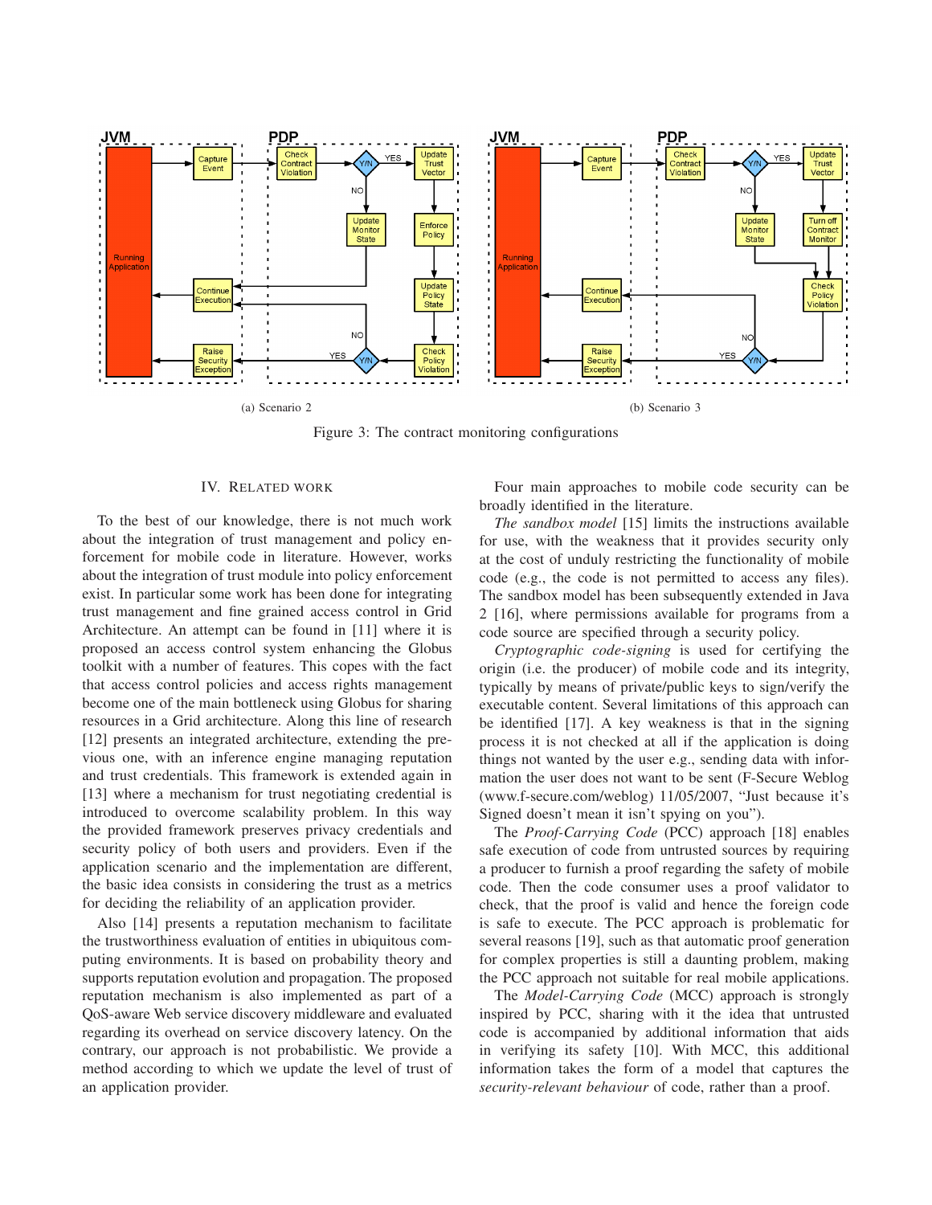(a) Scenario 2

(b) Scenario 3

Figure 3: The contract monitoring configurations

## IV. Related work

To the best of our knowledge, there is not much work about the integration of trust management and policy enforcement for mobile code in literature. However, works about the integration of trust module into policy enforcement exist. In particular some work has been done for integrating trust management and fine grained access control in Grid Architecture. An attempt can be found in [11] where it is proposed an access control system enhancing the Globus toolkit with a number of features. This copes with the fact that access control policies and access rights management become one of the main bottleneck using Globus for sharing resources in a Grid architecture. Along this line of research [12] presents an integrated architecture, extending the previous one, with an inference engine managing reputation and trust credentials. This framework is extended again in [13] where a mechanism for trust negotiating credential is introduced to overcome scalability problem. In this way the provided framework preserves privacy credentials and security policy of both users and providers. Even if the application scenario and the implementation are different, the basic idea consists in considering the trust as a metrics for deciding the reliability of an application provider.

Also [14] presents a reputation mechanism to facilitate the trustworthiness evaluation of entities in ubiquitous computing environments. It is based on probability theory and supports reputation evolution and propagation. The proposed reputation mechanism is also implemented as part of a QoS-aware Web service discovery middleware and evaluated regarding its overhead on service discovery latency. On the contrary, our approach is not probabilistic. We provide a method according to which we update the level of trust of an application provider.

Four main approaches to mobile code security can be broadly identified in the literature.

*The sandbox model* [15] limits the instructions available for use, with the weakness that it provides security only at the cost of unduly restricting the functionality of mobile code (e.g., the code is not permitted to access any files). The sandbox model has been subsequently extended in Java 2 [16], where permissions available for programs from a code source are specified through a security policy.

*Cryptographic code-signing* is used for certifying the origin (i.e. the producer) of mobile code and its integrity, typically by means of private/public keys to sign/verify the executable content. Several limitations of this approach can be identified [17]. A key weakness is that in the signing process it is not checked at all if the application is doing things not wanted by the user e.g., sending data with information the user does not want to be sent (F-Secure Weblog (www.f-secure.com/weblog) 11/05/2007, "Just because it's Signed doesn't mean it isn't spying on you").

The *Proof-Carrying Code* (PCC) approach [18] enables safe execution of code from untrusted sources by requiring a producer to furnish a proof regarding the safety of mobile code. Then the code consumer uses a proof validator to check, that the proof is valid and hence the foreign code is safe to execute. The PCC approach is problematic for several reasons [19], such as that automatic proof generation for complex properties is still a daunting problem, making the PCC approach not suitable for real mobile applications.

The *Model-Carrying Code* (MCC) approach is strongly inspired by PCC, sharing with it the idea that untrusted code is accompanied by additional information that aids in verifying its safety [10]. With MCC, this additional information takes the form of a model that captures the *security-relevant behaviour* of code, rather than a proof.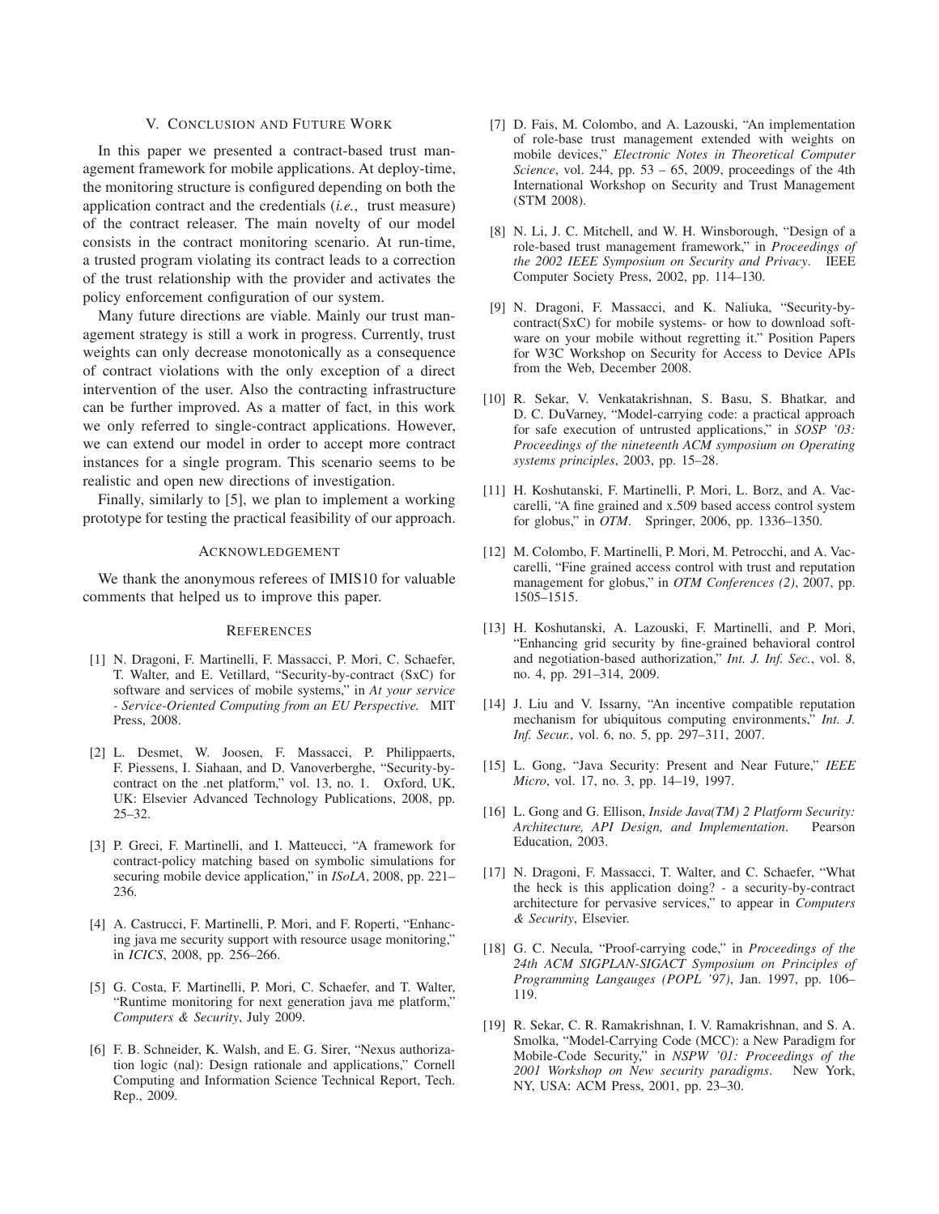## V. Conclusion and Future Work

In this paper we presented a contract-based trust management framework for mobile applications. At deploy-time, the monitoring structure is configured depending on both the application contract and the credentials (*i.e.*, trust measure) of the contract releaser. The main novelty of our model consists in the contract monitoring scenario. At run-time, a trusted program violating its contract leads to a correction of the trust relationship with the provider and activates the policy enforcement configuration of our system.

Many future directions are viable. Mainly our trust management strategy is still a work in progress. Currently, trust weights can only decrease monotonically as a consequence of contract violations with the only exception of a direct intervention of the user. Also the contracting infrastructure can be further improved. As a matter of fact, in this work we only referred to single-contract applications. However, we can extend our model in order to accept more contract instances for a single program. This scenario seems to be realistic and open new directions of investigation.

Finally, similarly to [5], we plan to implement a working prototype for testing the practical feasibility of our approach.

## Acknowledgement

We thank the anonymous referees of IMIS10 for valuable comments that helped us to improve this paper.

## References

[1] N. Dragoni, F. Martinelli, F. Massacci, P. Mori, C. Schaefer, T. Walter, and E. Vetillard, "Security-by-contract (SxC) for software and services of mobile systems," in *At your service - Service-Oriented Computing from an EU Perspective.* MIT Press, 2008.

[2] L. Desmet, W. Joosen, F. Massacci, P. Philippaerts, F. Piessens, I. Siahaan, and D. Vanoverberghe, "Security-by-contract on the .net platform," vol. 13, no. 1. Oxford, UK, UK: Elsevier Advanced Technology Publications, 2008, pp. 25–32.

[3] P. Greci, F. Martinelli, and I. Matteucci, "A framework for contract-policy matching based on symbolic simulations for securing mobile device application," in *ISoLA*, 2008, pp. 221–236.

[4] A. Castrucci, F. Martinelli, P. Mori, and F. Roperti, "Enhancing java me security support with resource usage monitoring," in *ICICS*, 2008, pp. 256–266.

[5] G. Costa, F. Martinelli, P. Mori, C. Schaefer, and T. Walter, "Runtime monitoring for next generation java me platform," *Computers & Security*, July 2009.

[6] F. B. Schneider, K. Walsh, and E. G. Sirer, "Nexus authorization logic (nal): Design rationale and applications," Cornell Computing and Information Science Technical Report, Tech. Rep., 2009.

[7] D. Fais, M. Colombo, and A. Lazouski, "An implementation of role-base trust management extended with weights on mobile devices," *Electronic Notes in Theoretical Computer Science*, vol. 244, pp. 53 – 65, 2009, proceedings of the 4th International Workshop on Security and Trust Management (STM 2008).

[8] N. Li, J. C. Mitchell, and W. H. Winsborough, "Design of a role-based trust management framework," in *Proceedings of the 2002 IEEE Symposium on Security and Privacy*. IEEE Computer Society Press, 2002, pp. 114–130.

[9] N. Dragoni, F. Massacci, and K. Naliuka, "Security-by-contract(SxC) for mobile systems- or how to download software on your mobile without regretting it." Position Papers for W3C Workshop on Security for Access to Device APIs from the Web, December 2008.

[10] R. Sekar, V. Venkatakrishnan, S. Basu, S. Bhatkar, and D. C. DuVarney, "Model-carrying code: a practical approach for safe execution of untrusted applications," in *SOSP '03: Proceedings of the nineteenth ACM symposium on Operating systems principles*, 2003, pp. 15–28.

[11] H. Koshutanski, F. Martinelli, P. Mori, L. Borz, and A. Vaccarelli, "A fine grained and x.509 based access control system for globus," in *OTM*. Springer, 2006, pp. 1336–1350.

[12] M. Colombo, F. Martinelli, P. Mori, M. Petrocchi, and A. Vaccarelli, "Fine grained access control with trust and reputation management for globus," in *OTM Conferences (2)*, 2007, pp. 1505–1515.

[13] H. Koshutanski, A. Lazouski, F. Martinelli, and P. Mori, "Enhancing grid security by fine-grained behavioral control and negotiation-based authorization," *Int. J. Inf. Sec.*, vol. 8, no. 4, pp. 291–314, 2009.

[14] J. Liu and V. Issarny, "An incentive compatible reputation mechanism for ubiquitous computing environments," *Int. J. Inf. Secur.*, vol. 6, no. 5, pp. 297–311, 2007.

[15] L. Gong, "Java Security: Present and Near Future," *IEEE Micro*, vol. 17, no. 3, pp. 14–19, 1997.

[16] L. Gong and G. Ellison, *Inside Java(TM) 2 Platform Security: Architecture, API Design, and Implementation*. Pearson Education, 2003.

[17] N. Dragoni, F. Massacci, T. Walter, and C. Schaefer, "What the heck is this application doing? - a security-by-contract architecture for pervasive services," to appear in *Computers & Security*, Elsevier.

[18] G. C. Necula, "Proof-carrying code," in *Proceedings of the 24th ACM SIGPLAN-SIGACT Symposium on Principles of Programming Langauges (POPL '97)*, Jan. 1997, pp. 106–119.

[19] R. Sekar, C. R. Ramakrishnan, I. V. Ramakrishnan, and S. A. Smolka, "Model-Carrying Code (MCC): a New Paradigm for Mobile-Code Security," in *NSPW '01: Proceedings of the 2001 Workshop on New security paradigms*. New York, NY, USA: ACM Press, 2001, pp. 23–30.